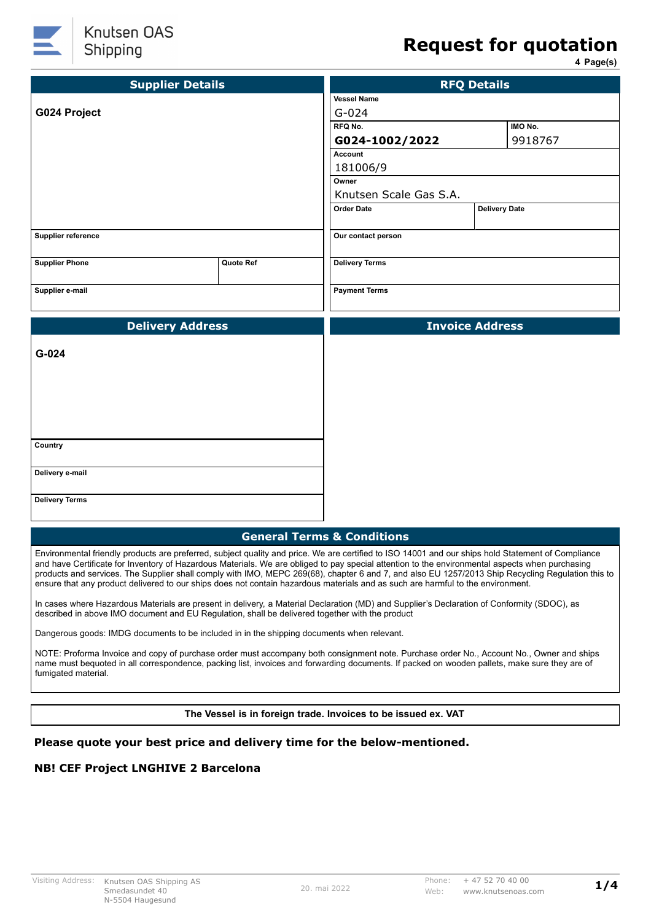Knutsen OAS Shipping

# Request for quotation

4 Page(s)

| Supplier Details | | RFQ Details | |
|---|---|---|---|
| **G024 Project** | | Vessel Name: G-024 | |
| | | RFQ No.: **G024-1002/2022** | IMO No.: 9918767 |
| | | Account: 181006/9 | |
| | | Owner: Knutsen Scale Gas S.A. | |
| | | Order Date: | Delivery Date: |
| Supplier reference: | | Our contact person: | |
| Supplier Phone: | Quote Ref: | Delivery Terms: | |
| Supplier e-mail: | | Payment Terms: | |

| Delivery Address | Invoice Address |
|---|---|
| **G-024** | |
| Country: | |
| Delivery e-mail: | |
| Delivery Terms: | |

## General Terms & Conditions

Environmental friendly products are preferred, subject quality and price. We are certified to ISO 14001 and our ships hold Statement of Compliance and have Certificate for Inventory of Hazardous Materials. We are obliged to pay special attention to the environmental aspects when purchasing products and services. The Supplier shall comply with IMO, MEPC 269(68), chapter 6 and 7, and also EU 1257/2013 Ship Recycling Regulation this to ensure that any product delivered to our ships does not contain hazardous materials and as such are harmful to the environment.

In cases where Hazardous Materials are present in delivery, a Material Declaration (MD) and Supplier's Declaration of Conformity (SDOC), as described in above IMO document and EU Regulation, shall be delivered together with the product

Dangerous goods: IMDG documents to be included in in the shipping documents when relevant.

NOTE: Proforma Invoice and copy of purchase order must accompany both consignment note. Purchase order No., Account No., Owner and ships name must bequoted in all correspondence, packing list, invoices and forwarding documents. If packed on wooden pallets, make sure they are of fumigated material.

**The Vessel is in foreign trade. Invoices to be issued ex. VAT**

**Please quote your best price and delivery time for the below-mentioned.**

**NB! CEF Project LNGHIVE 2 Barcelona**

Visiting Address: Knutsen OAS Shipping AS, Smedasundet 40, N-5504 Haugesund — 20. mai 2022 — Phone: + 47 52 70 40 00 — Web: www.knutsenoas.com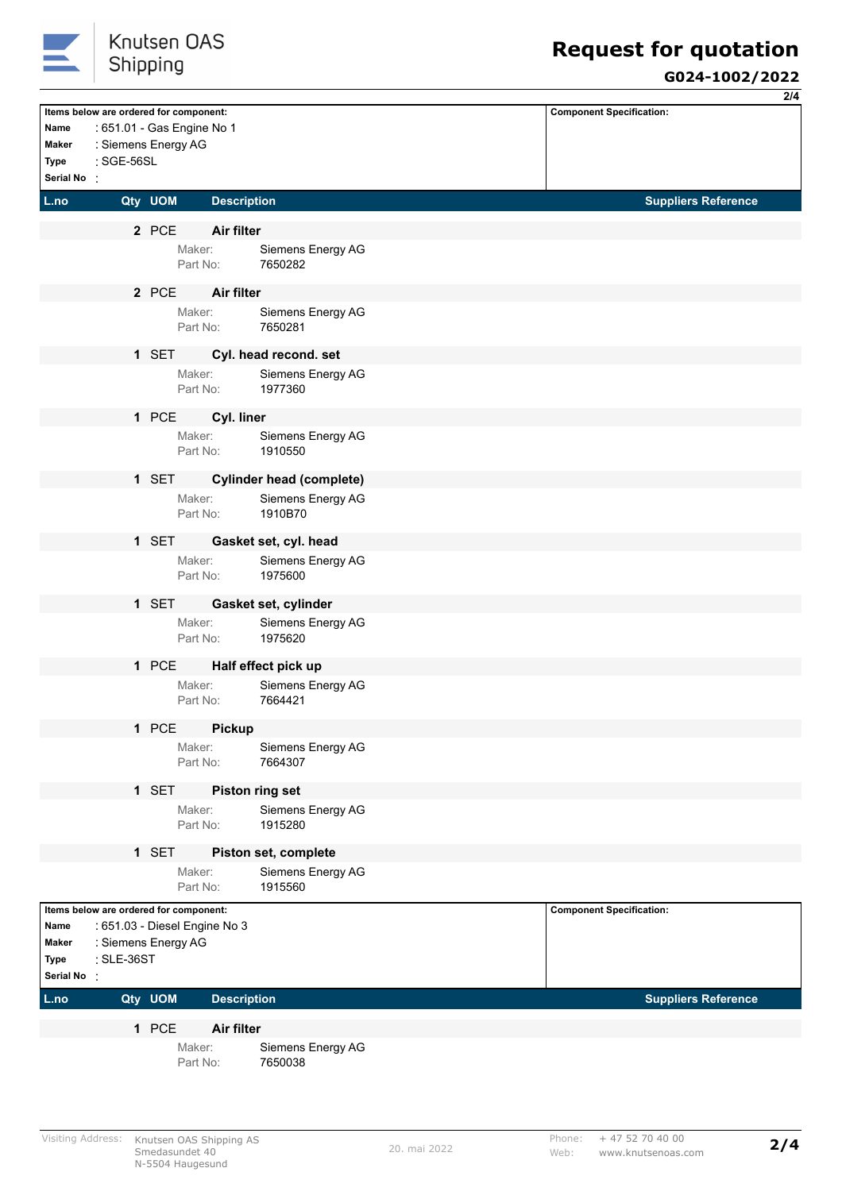# Request for quotation

## G024-1002/2022

**Items below are ordered for component:**

| | |
|---|---|
| **Name** | : 651.01 - Gas Engine No 1 |
| **Maker** | : Siemens Energy AG |
| **Type** | : SGE-56SL |
| **Serial No** | : |

**Component Specification:**

| L.no | Qty | UOM | Description | Suppliers Reference |
|---|---|---|---|---|
| | **2** | PCE | **Air filter**<br>Maker: Siemens Energy AG<br>Part No: 7650282 | |
| | **2** | PCE | **Air filter**<br>Maker: Siemens Energy AG<br>Part No: 7650281 | |
| | **1** | SET | **Cyl. head recond. set**<br>Maker: Siemens Energy AG<br>Part No: 1977360 | |
| | **1** | PCE | **Cyl. liner**<br>Maker: Siemens Energy AG<br>Part No: 1910550 | |
| | **1** | SET | **Cylinder head (complete)**<br>Maker: Siemens Energy AG<br>Part No: 1910B70 | |
| | **1** | SET | **Gasket set, cyl. head**<br>Maker: Siemens Energy AG<br>Part No: 1975600 | |
| | **1** | SET | **Gasket set, cylinder**<br>Maker: Siemens Energy AG<br>Part No: 1975620 | |
| | **1** | PCE | **Half effect pick up**<br>Maker: Siemens Energy AG<br>Part No: 7664421 | |
| | **1** | PCE | **Pickup**<br>Maker: Siemens Energy AG<br>Part No: 7664307 | |
| | **1** | SET | **Piston ring set**<br>Maker: Siemens Energy AG<br>Part No: 1915280 | |
| | **1** | SET | **Piston set, complete**<br>Maker: Siemens Energy AG<br>Part No: 1915560 | |

**Items below are ordered for component:**

| | |
|---|---|
| **Name** | : 651.03 - Diesel Engine No 3 |
| **Maker** | : Siemens Energy AG |
| **Type** | : SLE-36ST |
| **Serial No** | : |

**Component Specification:**

| L.no | Qty | UOM | Description | Suppliers Reference |
|---|---|---|---|---|
| | **1** | PCE | **Air filter**<br>Maker: Siemens Energy AG<br>Part No: 7650038 | |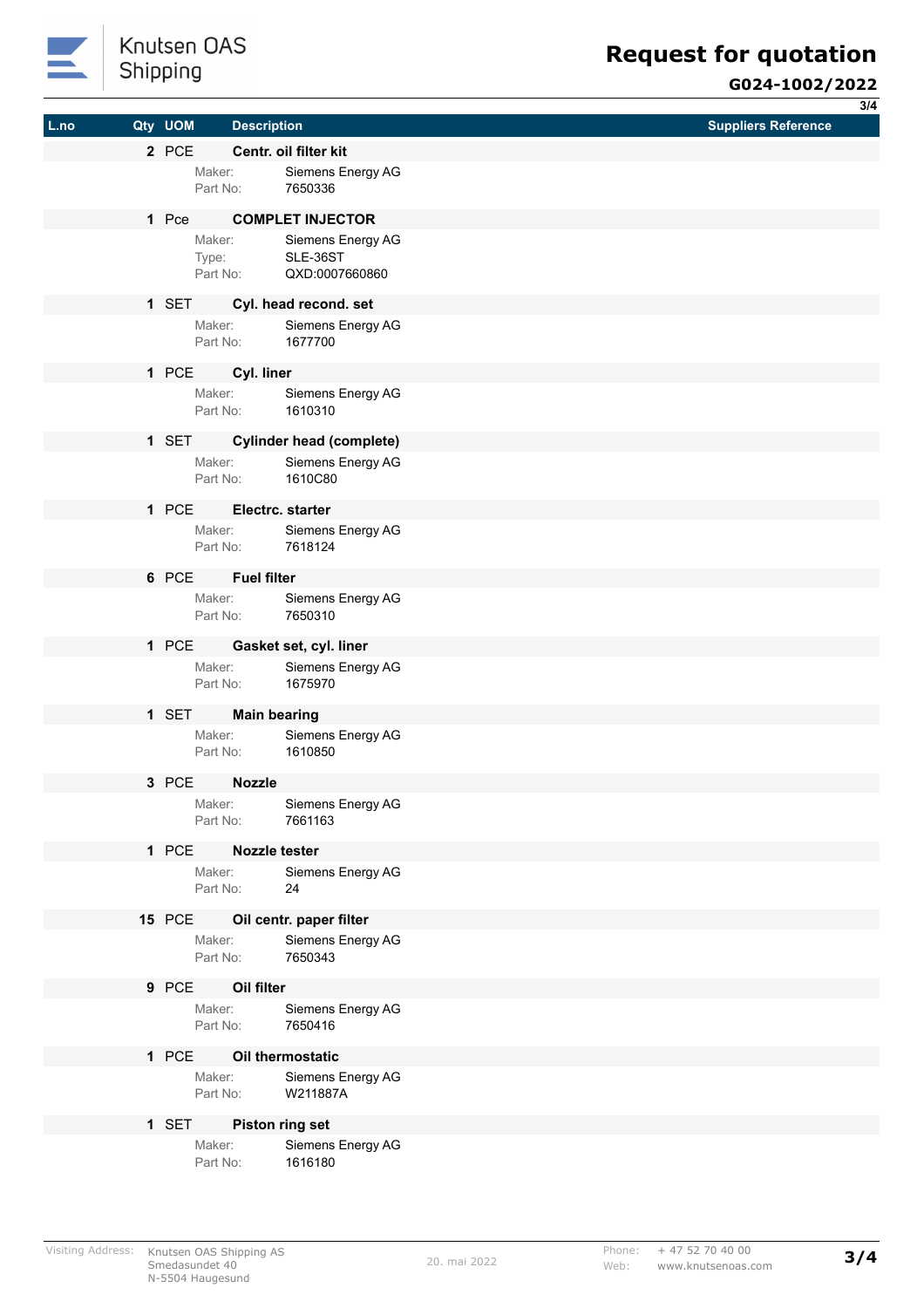| L.no | Qty | UOM | Description | Suppliers Reference |
|---|---|---|---|---|
| | 2 | PCE | **Centr. oil filter kit**<br>Maker: Siemens Energy AG<br>Part No: 7650336 | |
| | 1 | Pce | **COMPLET INJECTOR**<br>Maker: Siemens Energy AG<br>Type: SLE-36ST<br>Part No: QXD:0007660860 | |
| | 1 | SET | **Cyl. head recond. set**<br>Maker: Siemens Energy AG<br>Part No: 1677700 | |
| | 1 | PCE | **Cyl. liner**<br>Maker: Siemens Energy AG<br>Part No: 1610310 | |
| | 1 | SET | **Cylinder head (complete)**<br>Maker: Siemens Energy AG<br>Part No: 1610C80 | |
| | 1 | PCE | **Electrc. starter**<br>Maker: Siemens Energy AG<br>Part No: 7618124 | |
| | 6 | PCE | **Fuel filter**<br>Maker: Siemens Energy AG<br>Part No: 7650310 | |
| | 1 | PCE | **Gasket set, cyl. liner**<br>Maker: Siemens Energy AG<br>Part No: 1675970 | |
| | 1 | SET | **Main bearing**<br>Maker: Siemens Energy AG<br>Part No: 1610850 | |
| | 3 | PCE | **Nozzle**<br>Maker: Siemens Energy AG<br>Part No: 7661163 | |
| | 1 | PCE | **Nozzle tester**<br>Maker: Siemens Energy AG<br>Part No: 24 | |
| | 15 | PCE | **Oil centr. paper filter**<br>Maker: Siemens Energy AG<br>Part No: 7650343 | |
| | 9 | PCE | **Oil filter**<br>Maker: Siemens Energy AG<br>Part No: 7650416 | |
| | 1 | PCE | **Oil thermostatic**<br>Maker: Siemens Energy AG<br>Part No: W211887A | |
| | 1 | SET | **Piston ring set**<br>Maker: Siemens Energy AG<br>Part No: 1616180 | |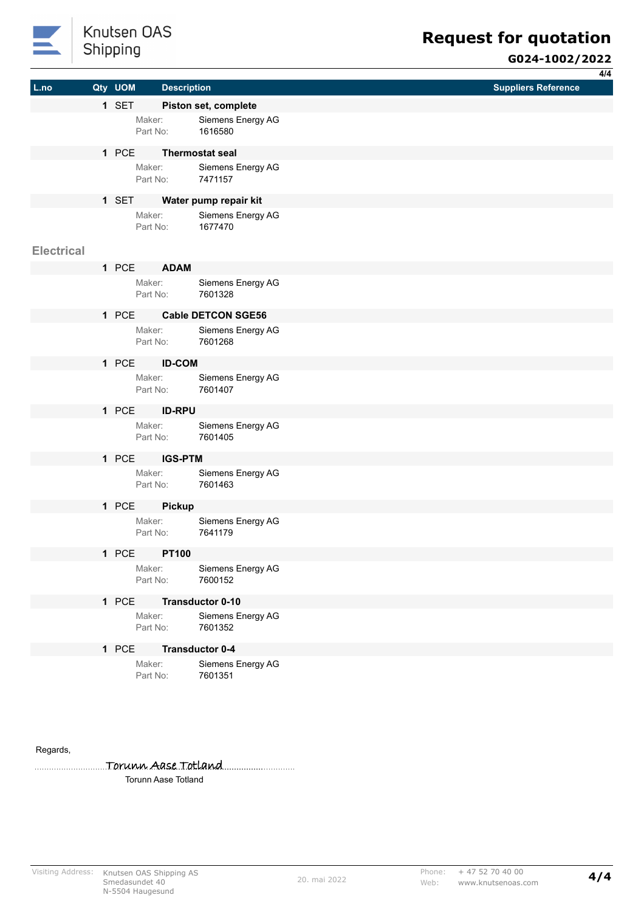| L.no | Qty | UOM | Description | Suppliers Reference |
|---|---|---|---|---|
| | 1 | SET | **Piston set, complete** | |
| | | | Maker: Siemens Energy AG | |
| | | | Part No: 1616580 | |
| | 1 | PCE | **Thermostat seal** | |
| | | | Maker: Siemens Energy AG | |
| | | | Part No: 7471157 | |
| | 1 | SET | **Water pump repair kit** | |
| | | | Maker: Siemens Energy AG | |
| | | | Part No: 1677470 | |

## Electrical

| L.no | Qty | UOM | Description | Suppliers Reference |
|---|---|---|---|---|
| | 1 | PCE | **ADAM** | |
| | | | Maker: Siemens Energy AG | |
| | | | Part No: 7601328 | |
| | 1 | PCE | **Cable DETCON SGE56** | |
| | | | Maker: Siemens Energy AG | |
| | | | Part No: 7601268 | |
| | 1 | PCE | **ID-COM** | |
| | | | Maker: Siemens Energy AG | |
| | | | Part No: 7601407 | |
| | 1 | PCE | **ID-RPU** | |
| | | | Maker: Siemens Energy AG | |
| | | | Part No: 7601405 | |
| | 1 | PCE | **IGS-PTM** | |
| | | | Maker: Siemens Energy AG | |
| | | | Part No: 7601463 | |
| | 1 | PCE | **Pickup** | |
| | | | Maker: Siemens Energy AG | |
| | | | Part No: 7641179 | |
| | 1 | PCE | **PT100** | |
| | | | Maker: Siemens Energy AG | |
| | | | Part No: 7600152 | |
| | 1 | PCE | **Transductor 0-10** | |
| | | | Maker: Siemens Energy AG | |
| | | | Part No: 7601352 | |
| | 1 | PCE | **Transductor 0-4** | |
| | | | Maker: Siemens Energy AG | |
| | | | Part No: 7601351 | |

Regards,

*Torunn Aase Totland*

Torunn Aase Totland